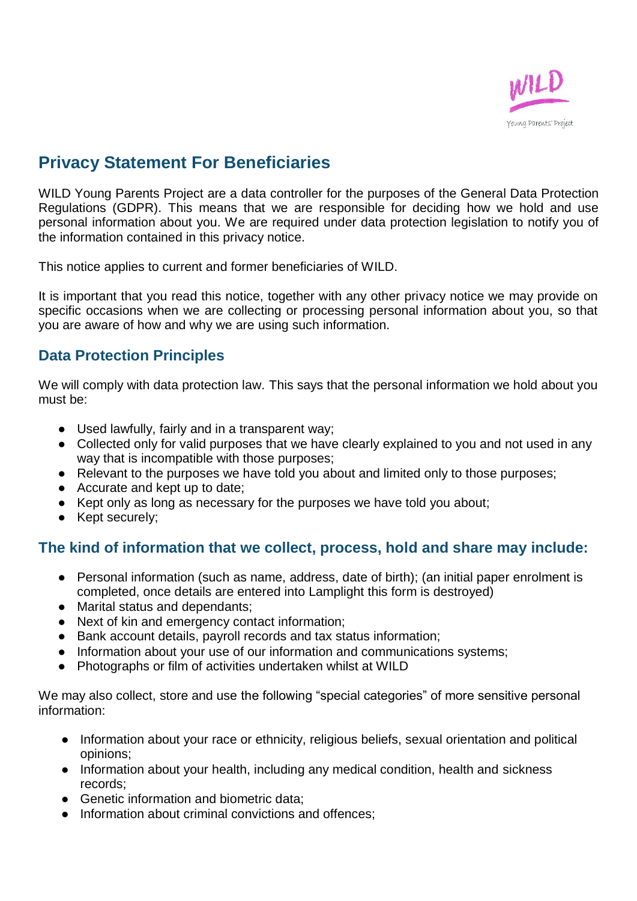# Privacy Statement For Beneficiaries

WILD Young Parents Project are a data controller for the purposes of the General Data Protection Regulations (GDPR). This means that we are responsible for deciding how we hold and use personal information about you. We are required under data protection legislation to notify you of the information contained in this privacy notice.

This notice applies to current and former beneficiaries of WILD.

It is important that you read this notice, together with any other privacy notice we may provide on specific occasions when we are collecting or processing personal information about you, so that you are aware of how and why we are using such information.

## Data Protection Principles

We will comply with data protection law. This says that the personal information we hold about you must be:

- Used lawfully, fairly and in a transparent way;
- Collected only for valid purposes that we have clearly explained to you and not used in any way that is incompatible with those purposes;
- Relevant to the purposes we have told you about and limited only to those purposes;
- Accurate and kept up to date;
- Kept only as long as necessary for the purposes we have told you about;
- Kept securely;

## The kind of information that we collect, process, hold and share may include:

- Personal information (such as name, address, date of birth); (an initial paper enrolment is completed, once details are entered into Lamplight this form is destroyed)
- Marital status and dependants;
- Next of kin and emergency contact information;
- Bank account details, payroll records and tax status information;
- Information about your use of our information and communications systems;
- Photographs or film of activities undertaken whilst at WILD

We may also collect, store and use the following "special categories" of more sensitive personal information:

- Information about your race or ethnicity, religious beliefs, sexual orientation and political opinions;
- Information about your health, including any medical condition, health and sickness records;
- Genetic information and biometric data;
- Information about criminal convictions and offences;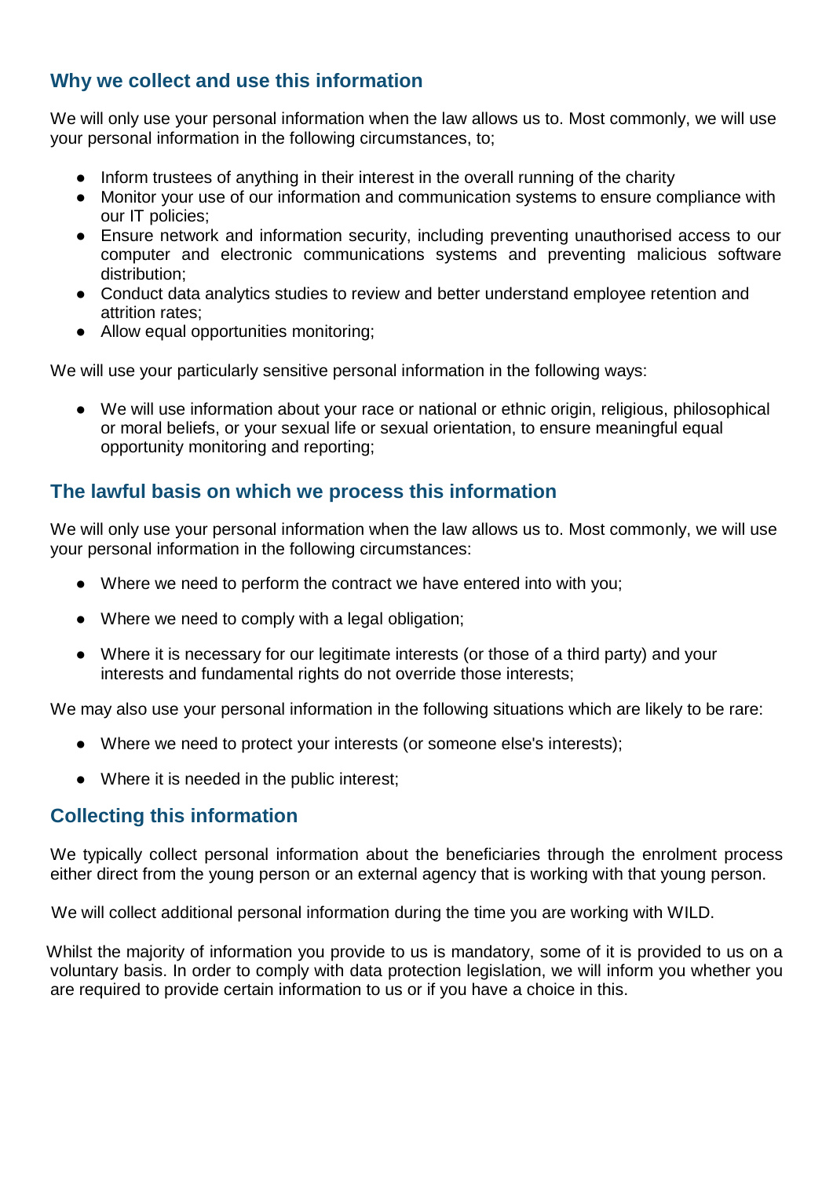## Why we collect and use this information

We will only use your personal information when the law allows us to. Most commonly, we will use your personal information in the following circumstances, to;

- Inform trustees of anything in their interest in the overall running of the charity
- Monitor your use of our information and communication systems to ensure compliance with our IT policies;
- Ensure network and information security, including preventing unauthorised access to our computer and electronic communications systems and preventing malicious software distribution;
- Conduct data analytics studies to review and better understand employee retention and attrition rates;
- Allow equal opportunities monitoring;

We will use your particularly sensitive personal information in the following ways:

- We will use information about your race or national or ethnic origin, religious, philosophical or moral beliefs, or your sexual life or sexual orientation, to ensure meaningful equal opportunity monitoring and reporting;

## The lawful basis on which we process this information

We will only use your personal information when the law allows us to. Most commonly, we will use your personal information in the following circumstances:

- Where we need to perform the contract we have entered into with you;
- Where we need to comply with a legal obligation;
- Where it is necessary for our legitimate interests (or those of a third party) and your interests and fundamental rights do not override those interests;

We may also use your personal information in the following situations which are likely to be rare:

- Where we need to protect your interests (or someone else's interests);
- Where it is needed in the public interest;

## Collecting this information

We typically collect personal information about the beneficiaries through the enrolment process either direct from the young person or an external agency that is working with that young person.

We will collect additional personal information during the time you are working with WILD.

Whilst the majority of information you provide to us is mandatory, some of it is provided to us on a voluntary basis. In order to comply with data protection legislation, we will inform you whether you are required to provide certain information to us or if you have a choice in this.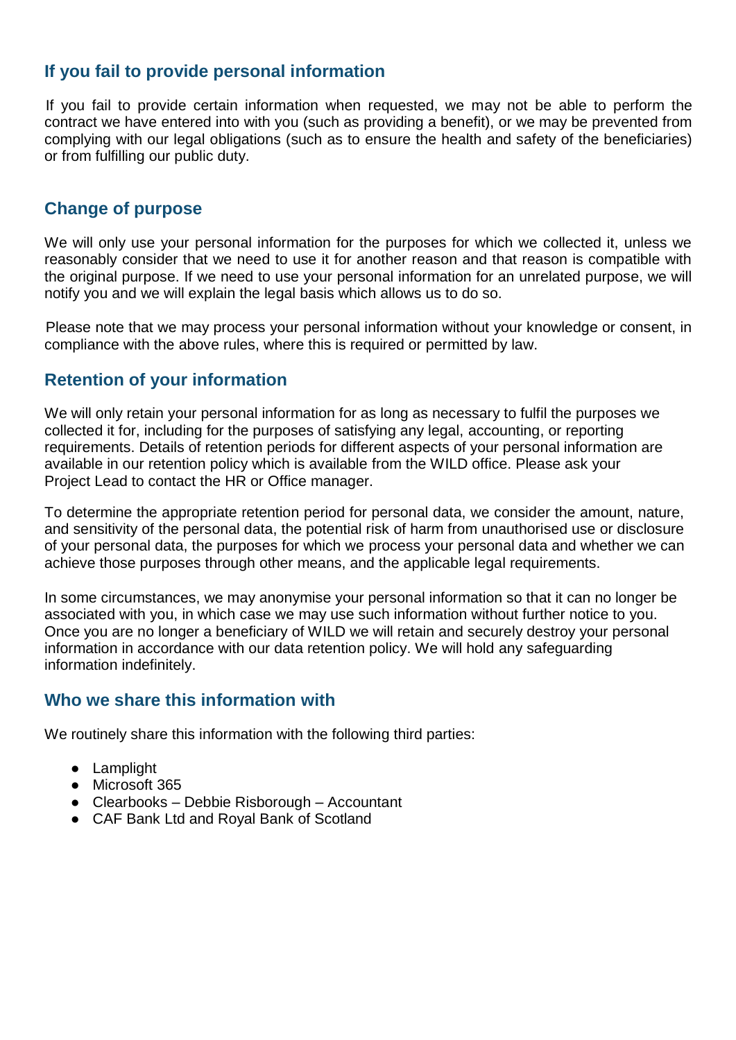## If you fail to provide personal information

If you fail to provide certain information when requested, we may not be able to perform the contract we have entered into with you (such as providing a benefit), or we may be prevented from complying with our legal obligations (such as to ensure the health and safety of the beneficiaries) or from fulfilling our public duty.

## Change of purpose

We will only use your personal information for the purposes for which we collected it, unless we reasonably consider that we need to use it for another reason and that reason is compatible with the original purpose. If we need to use your personal information for an unrelated purpose, we will notify you and we will explain the legal basis which allows us to do so.

Please note that we may process your personal information without your knowledge or consent, in compliance with the above rules, where this is required or permitted by law.

## Retention of your information

We will only retain your personal information for as long as necessary to fulfil the purposes we collected it for, including for the purposes of satisfying any legal, accounting, or reporting requirements. Details of retention periods for different aspects of your personal information are available in our retention policy which is available from the WILD office. Please ask your Project Lead to contact the HR or Office manager.

To determine the appropriate retention period for personal data, we consider the amount, nature, and sensitivity of the personal data, the potential risk of harm from unauthorised use or disclosure of your personal data, the purposes for which we process your personal data and whether we can achieve those purposes through other means, and the applicable legal requirements.

In some circumstances, we may anonymise your personal information so that it can no longer be associated with you, in which case we may use such information without further notice to you. Once you are no longer a beneficiary of WILD we will retain and securely destroy your personal information in accordance with our data retention policy. We will hold any safeguarding information indefinitely.

## Who we share this information with

We routinely share this information with the following third parties:

- Lamplight
- Microsoft 365
- Clearbooks – Debbie Risborough – Accountant
- CAF Bank Ltd and Royal Bank of Scotland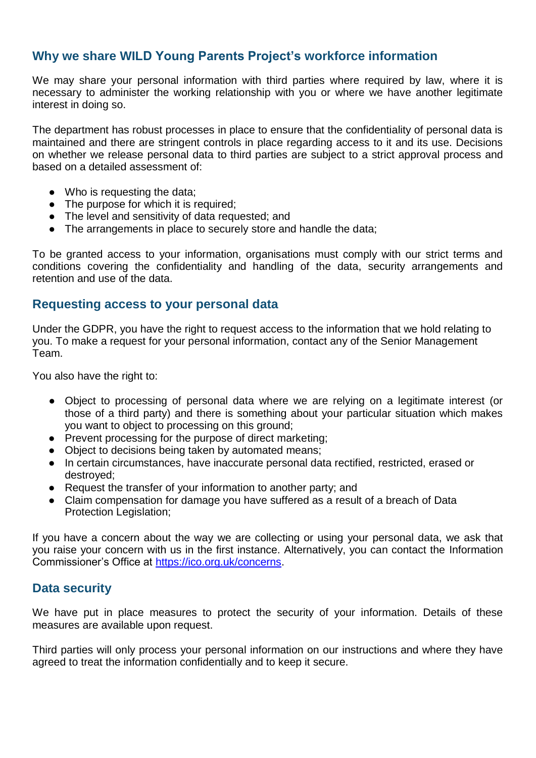## Why we share WILD Young Parents Project's workforce information

We may share your personal information with third parties where required by law, where it is necessary to administer the working relationship with you or where we have another legitimate interest in doing so.

The department has robust processes in place to ensure that the confidentiality of personal data is maintained and there are stringent controls in place regarding access to it and its use. Decisions on whether we release personal data to third parties are subject to a strict approval process and based on a detailed assessment of:

- Who is requesting the data;
- The purpose for which it is required;
- The level and sensitivity of data requested; and
- The arrangements in place to securely store and handle the data;

To be granted access to your information, organisations must comply with our strict terms and conditions covering the confidentiality and handling of the data, security arrangements and retention and use of the data.

## Requesting access to your personal data

Under the GDPR, you have the right to request access to the information that we hold relating to you. To make a request for your personal information, contact any of the Senior Management Team.

You also have the right to:

- Object to processing of personal data where we are relying on a legitimate interest (or those of a third party) and there is something about your particular situation which makes you want to object to processing on this ground;
- Prevent processing for the purpose of direct marketing;
- Object to decisions being taken by automated means;
- In certain circumstances, have inaccurate personal data rectified, restricted, erased or destroyed;
- Request the transfer of your information to another party; and
- Claim compensation for damage you have suffered as a result of a breach of Data Protection Legislation;

If you have a concern about the way we are collecting or using your personal data, we ask that you raise your concern with us in the first instance. Alternatively, you can contact the Information Commissioner's Office at [https://ico.org.uk/concerns](https://ico.org.uk/concerns).

## Data security

We have put in place measures to protect the security of your information. Details of these measures are available upon request.

Third parties will only process your personal information on our instructions and where they have agreed to treat the information confidentially and to keep it secure.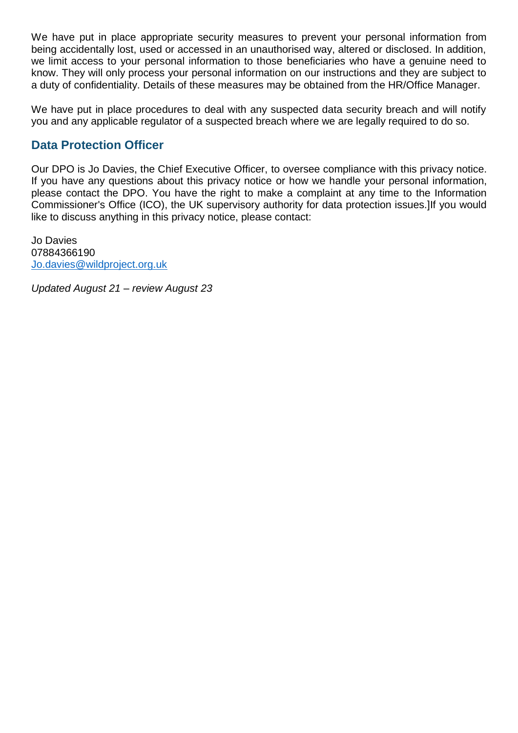We have put in place appropriate security measures to prevent your personal information from being accidentally lost, used or accessed in an unauthorised way, altered or disclosed. In addition, we limit access to your personal information to those beneficiaries who have a genuine need to know. They will only process your personal information on our instructions and they are subject to a duty of confidentiality. Details of these measures may be obtained from the HR/Office Manager.

We have put in place procedures to deal with any suspected data security breach and will notify you and any applicable regulator of a suspected breach where we are legally required to do so.

## Data Protection Officer

Our DPO is Jo Davies, the Chief Executive Officer, to oversee compliance with this privacy notice. If you have any questions about this privacy notice or how we handle your personal information, please contact the DPO. You have the right to make a complaint at any time to the Information Commissioner's Office (ICO), the UK supervisory authority for data protection issues.]If you would like to discuss anything in this privacy notice, please contact:

Jo Davies
07884366190
Jo.davies@wildproject.org.uk

*Updated August 21 – review August 23*